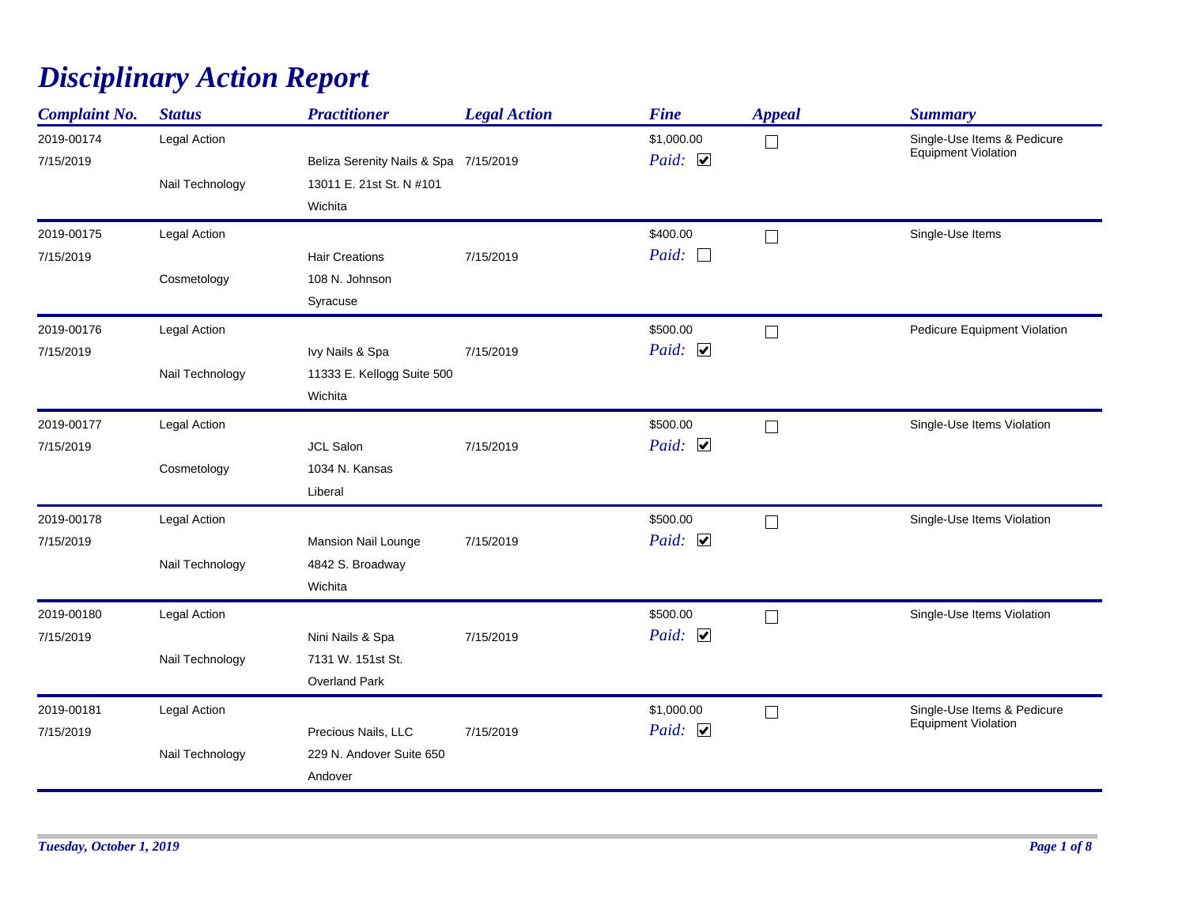# Disciplinary Action Report

| Complaint No. | Status | Practitioner | Legal Action | Fine | Appeal | Summary |
|---|---|---|---|---|---|---|
| 2019-00174<br>7/15/2019 | Legal Action<br>Nail Technology | Beliza Serenity Nails & Spa<br>13011 E. 21st St. N #101<br>Wichita | 7/15/2019 | $1,000.00<br>*Paid:* ☑ | ☐ | Single-Use Items & Pedicure Equipment Violation |
| 2019-00175<br>7/15/2019 | Legal Action<br>Cosmetology | Hair Creations<br>108 N. Johnson<br>Syracuse | 7/15/2019 | $400.00<br>*Paid:* ☐ | ☐ | Single-Use Items |
| 2019-00176<br>7/15/2019 | Legal Action<br>Nail Technology | Ivy Nails & Spa<br>11333 E. Kellogg Suite 500<br>Wichita | 7/15/2019 | $500.00<br>*Paid:* ☑ | ☐ | Pedicure Equipment Violation |
| 2019-00177<br>7/15/2019 | Legal Action<br>Cosmetology | JCL Salon<br>1034 N. Kansas<br>Liberal | 7/15/2019 | $500.00<br>*Paid:* ☑ | ☐ | Single-Use Items Violation |
| 2019-00178<br>7/15/2019 | Legal Action<br>Nail Technology | Mansion Nail Lounge<br>4842 S. Broadway<br>Wichita | 7/15/2019 | $500.00<br>*Paid:* ☑ | ☐ | Single-Use Items Violation |
| 2019-00180<br>7/15/2019 | Legal Action<br>Nail Technology | Nini Nails & Spa<br>7131 W. 151st St.<br>Overland Park | 7/15/2019 | $500.00<br>*Paid:* ☑ | ☐ | Single-Use Items Violation |
| 2019-00181<br>7/15/2019 | Legal Action<br>Nail Technology | Precious Nails, LLC<br>229 N. Andover Suite 650<br>Andover | 7/15/2019 | $1,000.00<br>*Paid:* ☑ | ☐ | Single-Use Items & Pedicure Equipment Violation |

*Tuesday, October 1, 2019*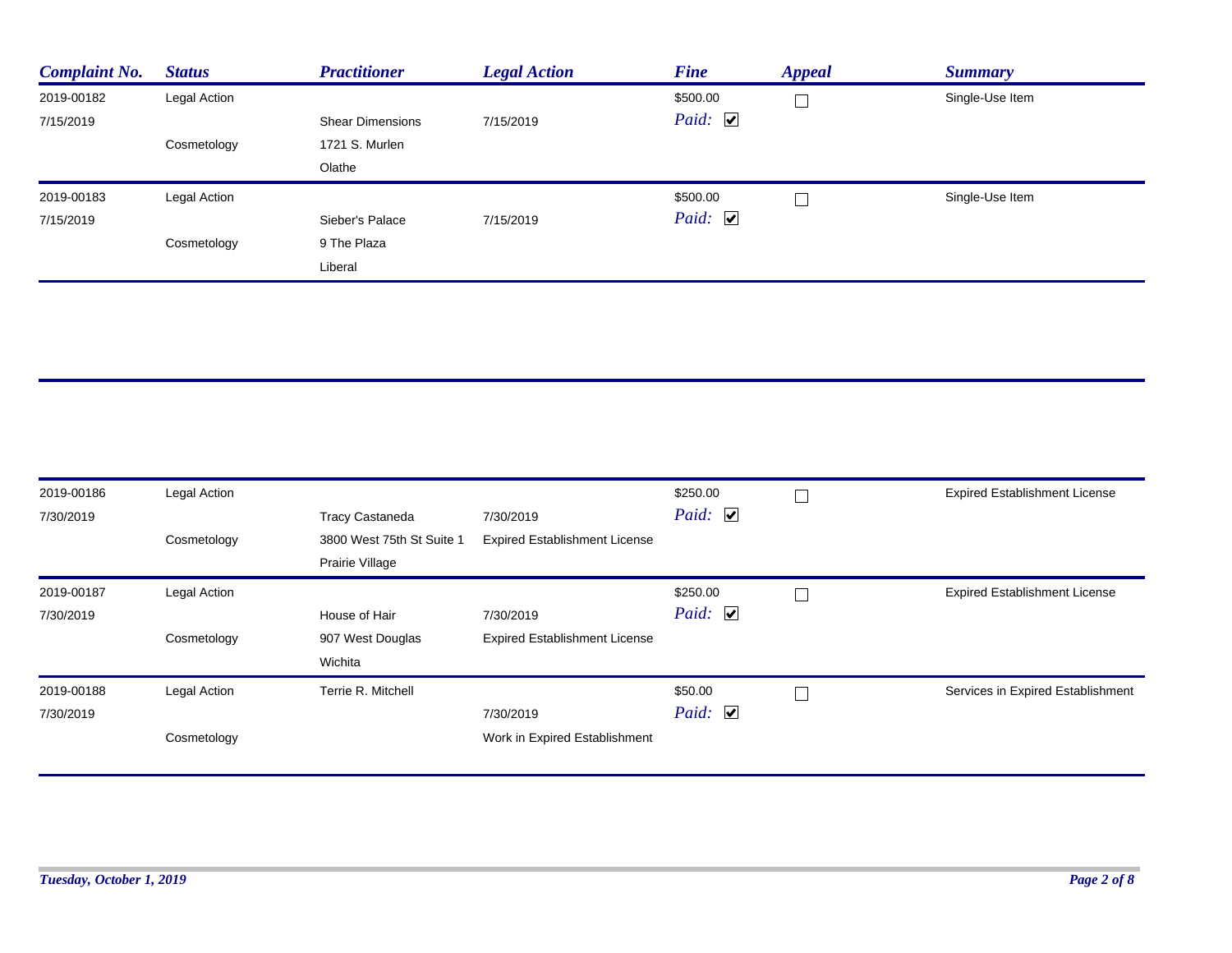| Complaint No. | Status | Practitioner | Legal Action | Fine | Appeal | Summary |
|---|---|---|---|---|---|---|
| 2019-00182<br>7/15/2019 | Legal Action<br>Cosmetology | Shear Dimensions<br>1721 S. Murlen<br>Olathe | 7/15/2019 | $500.00<br>Paid: ☑ | ☐ | Single-Use Item |
| 2019-00183<br>7/15/2019 | Legal Action<br>Cosmetology | Sieber's Palace<br>9 The Plaza<br>Liberal | 7/15/2019 | $500.00<br>Paid: ☑ | ☐ | Single-Use Item |
| 2019-00186<br>7/30/2019 | Legal Action<br>Cosmetology | Tracy Castaneda<br>3800 West 75th St Suite 1<br>Prairie Village | 7/30/2019<br>Expired Establishment License | $250.00<br>Paid: ☑ | ☐ | Expired Establishment License |
| 2019-00187<br>7/30/2019 | Legal Action<br>Cosmetology | House of Hair<br>907 West Douglas<br>Wichita | 7/30/2019<br>Expired Establishment License | $250.00<br>Paid: ☑ | ☐ | Expired Establishment License |
| 2019-00188<br>7/30/2019 | Legal Action<br>Cosmetology | Terrie R. Mitchell | 7/30/2019<br>Work in Expired Establishment | $50.00<br>Paid: ☑ | ☐ | Services in Expired Establishment |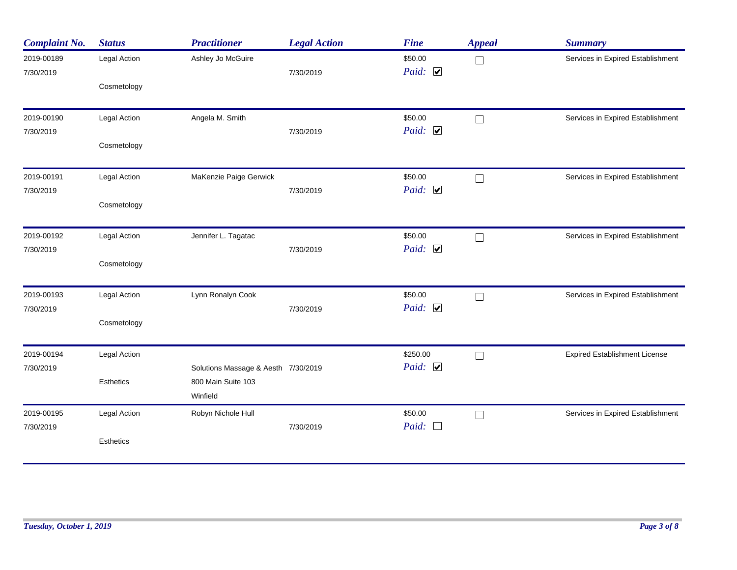| Complaint No. | Status | Practitioner | Legal Action | Fine | Appeal | Summary |
|---|---|---|---|---|---|---|
| 2019-00189<br>7/30/2019 | Legal Action<br>Cosmetology | Ashley Jo McGuire | 7/30/2019 | $50.00<br>Paid: ☑ | ☐ | Services in Expired Establishment |
| 2019-00190<br>7/30/2019 | Legal Action<br>Cosmetology | Angela M. Smith | 7/30/2019 | $50.00<br>Paid: ☑ | ☐ | Services in Expired Establishment |
| 2019-00191<br>7/30/2019 | Legal Action<br>Cosmetology | MaKenzie Paige Gerwick | 7/30/2019 | $50.00<br>Paid: ☑ | ☐ | Services in Expired Establishment |
| 2019-00192<br>7/30/2019 | Legal Action<br>Cosmetology | Jennifer L. Tagatac | 7/30/2019 | $50.00<br>Paid: ☑ | ☐ | Services in Expired Establishment |
| 2019-00193<br>7/30/2019 | Legal Action<br>Cosmetology | Lynn Ronalyn Cook | 7/30/2019 | $50.00<br>Paid: ☑ | ☐ | Services in Expired Establishment |
| 2019-00194<br>7/30/2019 | Legal Action<br>Esthetics | Solutions Massage & Aesth<br>800 Main Suite 103<br>Winfield | 7/30/2019 | $250.00<br>Paid: ☑ | ☐ | Expired Establishment License |
| 2019-00195<br>7/30/2019 | Legal Action<br>Esthetics | Robyn Nichole Hull | 7/30/2019 | $50.00<br>Paid: ☐ | ☐ | Services in Expired Establishment |

*Tuesday, October 1, 2019*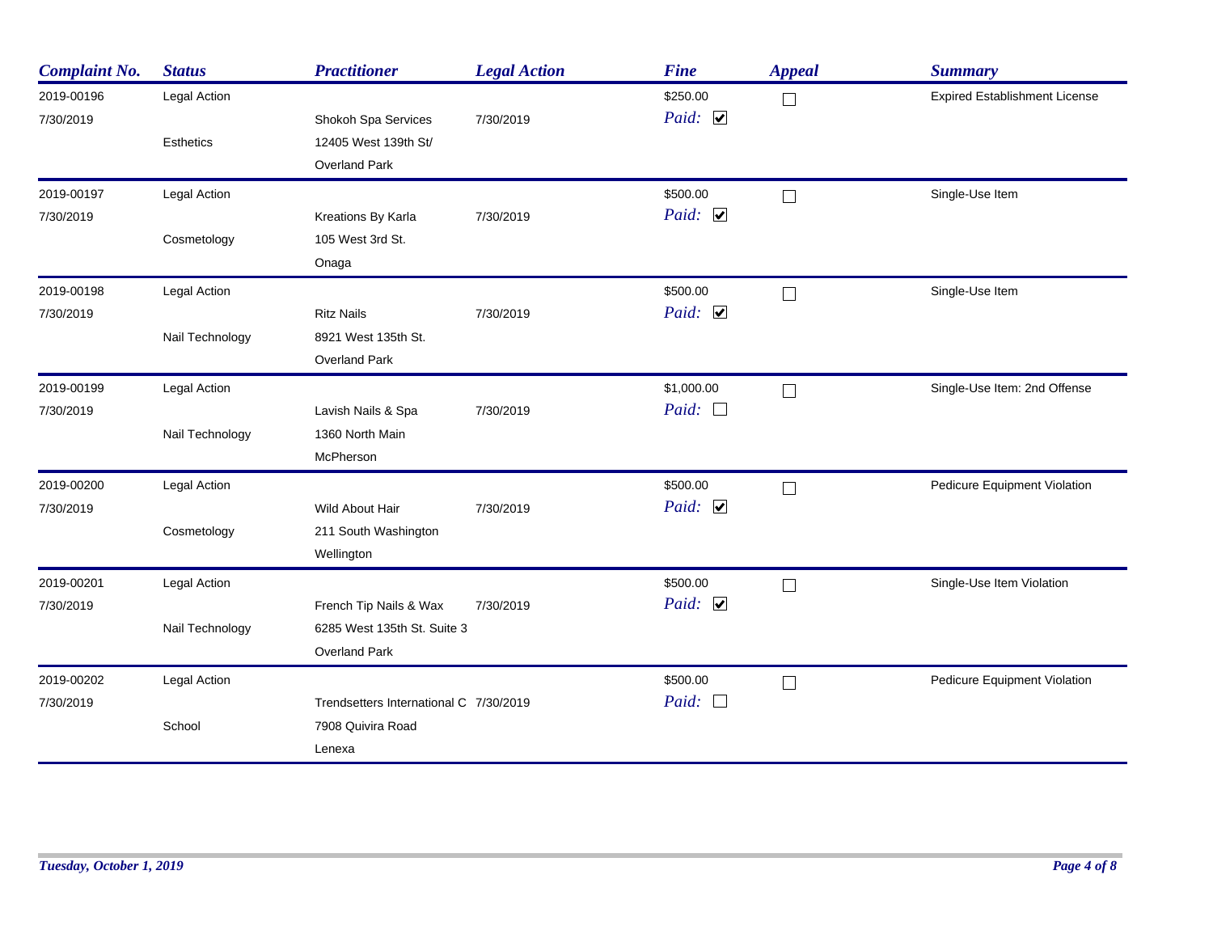| Complaint No. | Status | Practitioner | Legal Action | Fine | Appeal | Summary |
|---|---|---|---|---|---|---|
| 2019-00196<br>7/30/2019 | Legal Action<br>Esthetics | Shokoh Spa Services<br>12405 West 139th St/<br>Overland Park | 7/30/2019 | $250.00<br>Paid: ☑ | ☐ | Expired Establishment License |
| 2019-00197<br>7/30/2019 | Legal Action<br>Cosmetology | Kreations By Karla<br>105 West 3rd St.<br>Onaga | 7/30/2019 | $500.00<br>Paid: ☑ | ☐ | Single-Use Item |
| 2019-00198<br>7/30/2019 | Legal Action<br>Nail Technology | Ritz Nails<br>8921 West 135th St.<br>Overland Park | 7/30/2019 | $500.00<br>Paid: ☑ | ☐ | Single-Use Item |
| 2019-00199<br>7/30/2019 | Legal Action<br>Nail Technology | Lavish Nails & Spa<br>1360 North Main<br>McPherson | 7/30/2019 | $1,000.00<br>Paid: ☐ | ☐ | Single-Use Item: 2nd Offense |
| 2019-00200<br>7/30/2019 | Legal Action<br>Cosmetology | Wild About Hair<br>211 South Washington<br>Wellington | 7/30/2019 | $500.00<br>Paid: ☑ | ☐ | Pedicure Equipment Violation |
| 2019-00201<br>7/30/2019 | Legal Action<br>Nail Technology | French Tip Nails & Wax<br>6285 West 135th St. Suite 3<br>Overland Park | 7/30/2019 | $500.00<br>Paid: ☑ | ☐ | Single-Use Item Violation |
| 2019-00202<br>7/30/2019 | Legal Action<br>School | Trendsetters International C<br>7908 Quivira Road<br>Lenexa | 7/30/2019 | $500.00<br>Paid: ☐ | ☐ | Pedicure Equipment Violation |

*Tuesday, October 1, 2019*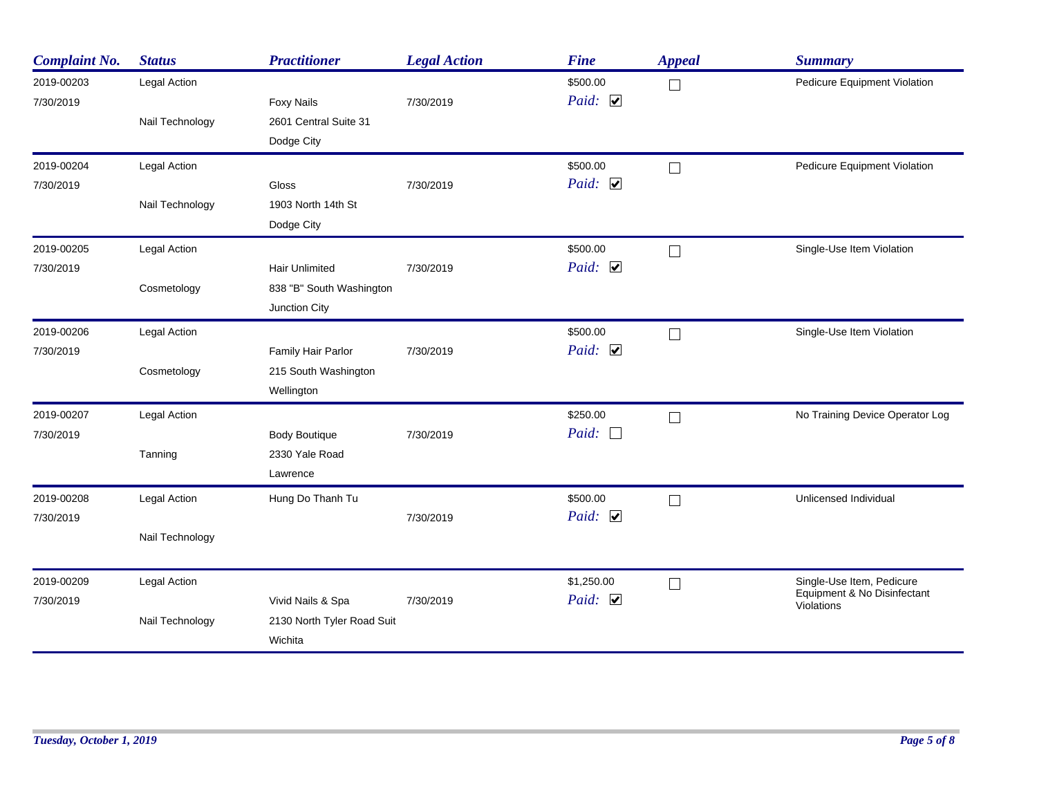| Complaint No. | Status | Practitioner | Legal Action | Fine | Appeal | Summary |
| --- | --- | --- | --- | --- | --- | --- |
| 2019-00203<br>7/30/2019 | Legal Action<br>Nail Technology | Foxy Nails<br>2601 Central Suite 31<br>Dodge City | 7/30/2019 | $500.00<br>Paid: ☑ | ☐ | Pedicure Equipment Violation |
| 2019-00204<br>7/30/2019 | Legal Action<br>Nail Technology | Gloss<br>1903 North 14th St<br>Dodge City | 7/30/2019 | $500.00<br>Paid: ☑ | ☐ | Pedicure Equipment Violation |
| 2019-00205<br>7/30/2019 | Legal Action<br>Cosmetology | Hair Unlimited<br>838 "B" South Washington<br>Junction City | 7/30/2019 | $500.00<br>Paid: ☑ | ☐ | Single-Use Item Violation |
| 2019-00206<br>7/30/2019 | Legal Action<br>Cosmetology | Family Hair Parlor<br>215 South Washington<br>Wellington | 7/30/2019 | $500.00<br>Paid: ☑ | ☐ | Single-Use Item Violation |
| 2019-00207<br>7/30/2019 | Legal Action<br>Tanning | Body Boutique<br>2330 Yale Road<br>Lawrence | 7/30/2019 | $250.00<br>Paid: ☐ | ☐ | No Training Device Operator Log |
| 2019-00208<br>7/30/2019 | Legal Action<br>Nail Technology | Hung Do Thanh Tu | 7/30/2019 | $500.00<br>Paid: ☑ | ☐ | Unlicensed Individual |
| 2019-00209<br>7/30/2019 | Legal Action<br>Nail Technology | Vivid Nails & Spa<br>2130 North Tyler Road Suit<br>Wichita | 7/30/2019 | $1,250.00<br>Paid: ☑ | ☐ | Single-Use Item, Pedicure Equipment & No Disinfectant Violations |

*Tuesday, October 1, 2019*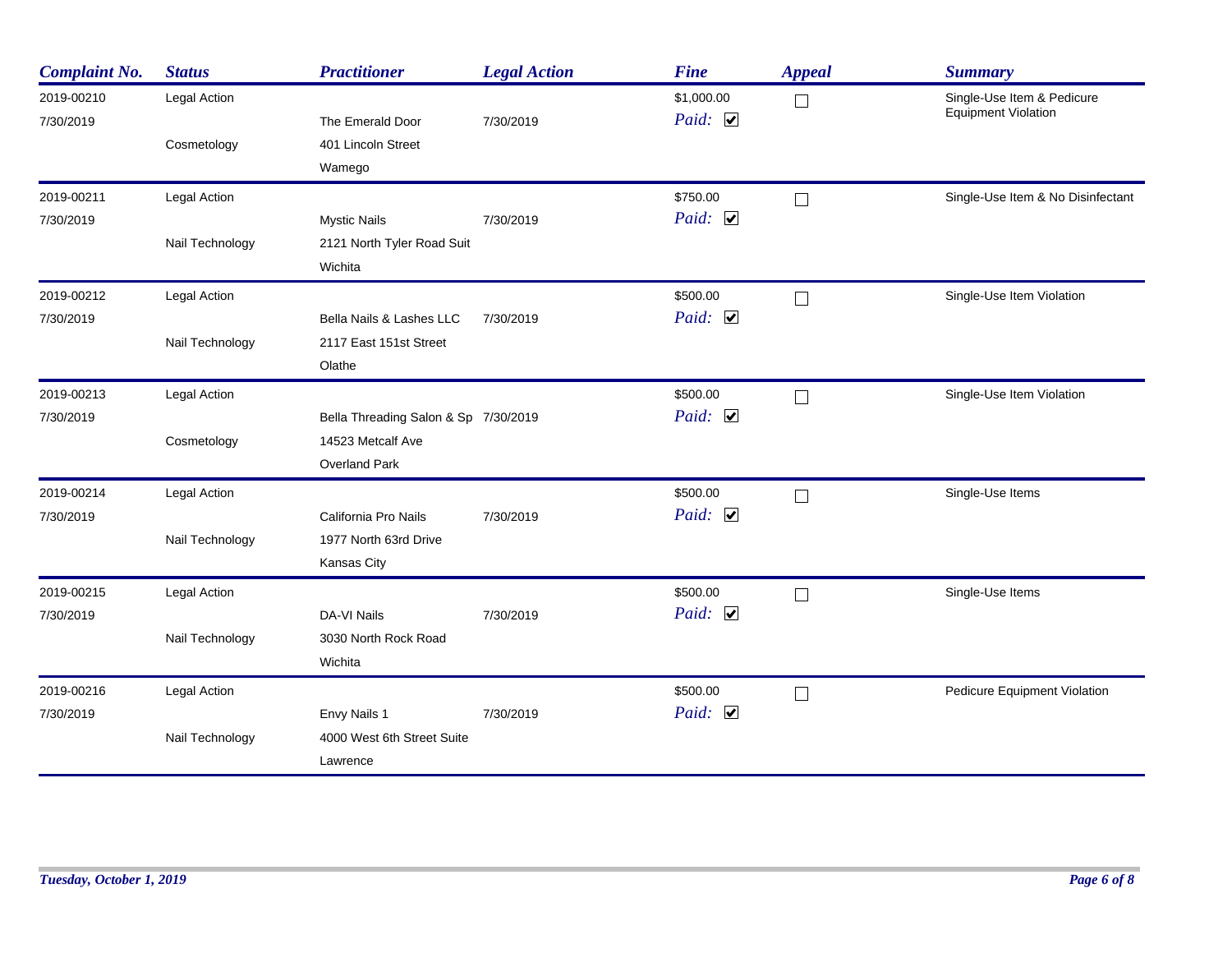| Complaint No. | Status | Practitioner | Legal Action | Fine | Appeal | Summary |
|---|---|---|---|---|---|---|
| 2019-00210<br>7/30/2019 | Legal Action<br>Cosmetology | The Emerald Door<br>401 Lincoln Street<br>Wamego | 7/30/2019 | $1,000.00<br>Paid: ☑ | ☐ | Single-Use Item & Pedicure Equipment Violation |
| 2019-00211<br>7/30/2019 | Legal Action<br>Nail Technology | Mystic Nails<br>2121 North Tyler Road Suit<br>Wichita | 7/30/2019 | $750.00<br>Paid: ☑ | ☐ | Single-Use Item & No Disinfectant |
| 2019-00212<br>7/30/2019 | Legal Action<br>Nail Technology | Bella Nails & Lashes LLC<br>2117 East 151st Street<br>Olathe | 7/30/2019 | $500.00<br>Paid: ☑ | ☐ | Single-Use Item Violation |
| 2019-00213<br>7/30/2019 | Legal Action<br>Cosmetology | Bella Threading Salon & Sp<br>14523 Metcalf Ave<br>Overland Park | 7/30/2019 | $500.00<br>Paid: ☑ | ☐ | Single-Use Item Violation |
| 2019-00214<br>7/30/2019 | Legal Action<br>Nail Technology | California Pro Nails<br>1977 North 63rd Drive<br>Kansas City | 7/30/2019 | $500.00<br>Paid: ☑ | ☐ | Single-Use Items |
| 2019-00215<br>7/30/2019 | Legal Action<br>Nail Technology | DA-VI Nails<br>3030 North Rock Road<br>Wichita | 7/30/2019 | $500.00<br>Paid: ☑ | ☐ | Single-Use Items |
| 2019-00216<br>7/30/2019 | Legal Action<br>Nail Technology | Envy Nails 1<br>4000 West 6th Street Suite<br>Lawrence | 7/30/2019 | $500.00<br>Paid: ☑ | ☐ | Pedicure Equipment Violation |

*Tuesday, October 1, 2019*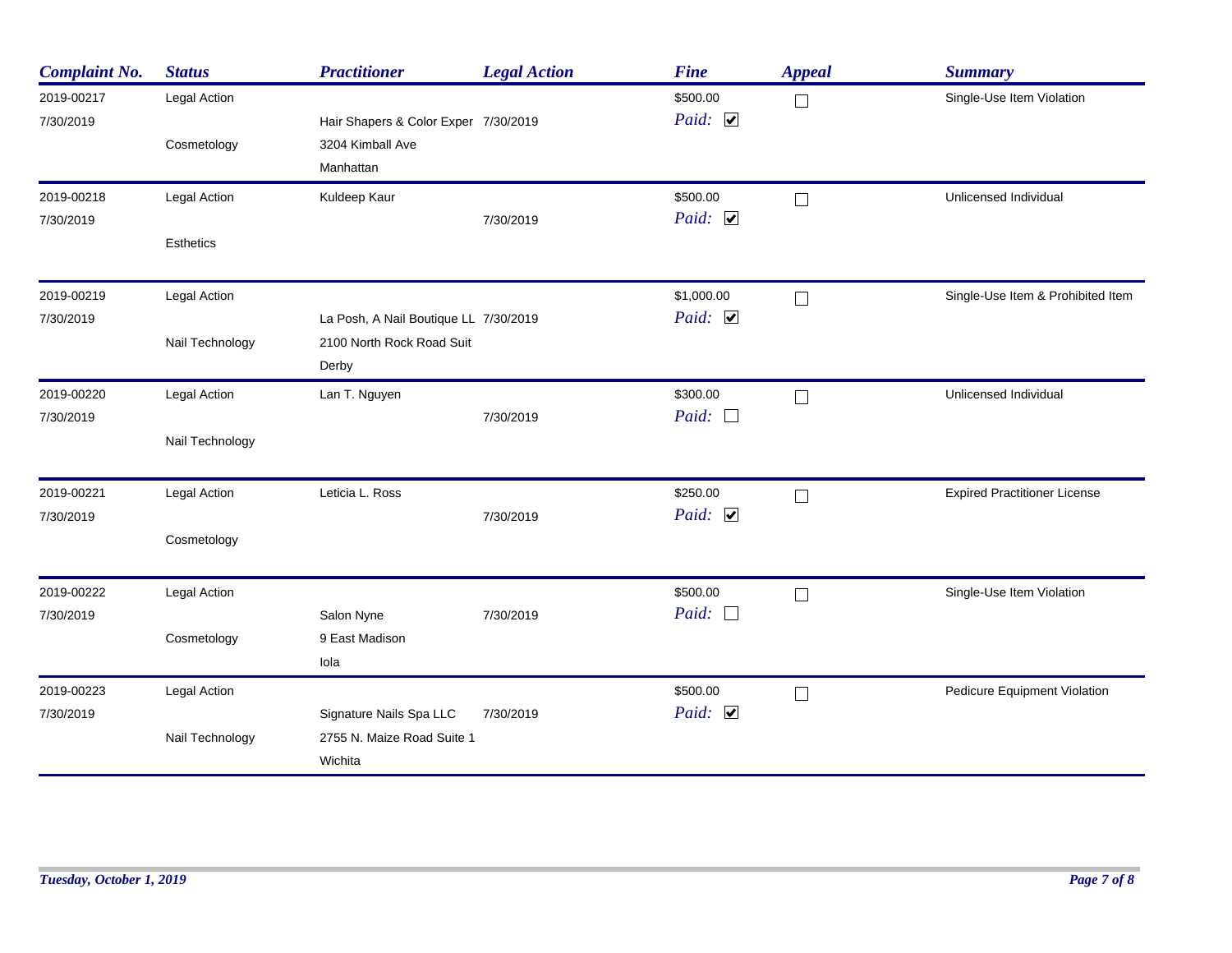| Complaint No. | Status | Practitioner | Legal Action | Fine | Appeal | Summary |
|---|---|---|---|---|---|---|
| 2019-00217<br>7/30/2019 | Legal Action<br>Cosmetology | Hair Shapers & Color Exper<br>3204 Kimball Ave<br>Manhattan | 7/30/2019 | $500.00<br>Paid: ☑ | ☐ | Single-Use Item Violation |
| 2019-00218<br>7/30/2019 | Legal Action<br>Esthetics | Kuldeep Kaur | 7/30/2019 | $500.00<br>Paid: ☑ | ☐ | Unlicensed Individual |
| 2019-00219<br>7/30/2019 | Legal Action<br>Nail Technology | La Posh, A Nail Boutique LL<br>2100 North Rock Road Suit<br>Derby | 7/30/2019 | $1,000.00<br>Paid: ☑ | ☐ | Single-Use Item & Prohibited Item |
| 2019-00220<br>7/30/2019 | Legal Action<br>Nail Technology | Lan T. Nguyen | 7/30/2019 | $300.00<br>Paid: ☐ | ☐ | Unlicensed Individual |
| 2019-00221<br>7/30/2019 | Legal Action<br>Cosmetology | Leticia L. Ross | 7/30/2019 | $250.00<br>Paid: ☑ | ☐ | Expired Practitioner License |
| 2019-00222<br>7/30/2019 | Legal Action<br>Cosmetology | Salon Nyne<br>9 East Madison<br>Iola | 7/30/2019 | $500.00<br>Paid: ☐ | ☐ | Single-Use Item Violation |
| 2019-00223<br>7/30/2019 | Legal Action<br>Nail Technology | Signature Nails Spa LLC<br>2755 N. Maize Road Suite 1<br>Wichita | 7/30/2019 | $500.00<br>Paid: ☑ | ☐ | Pedicure Equipment Violation |

*Tuesday, October 1, 2019*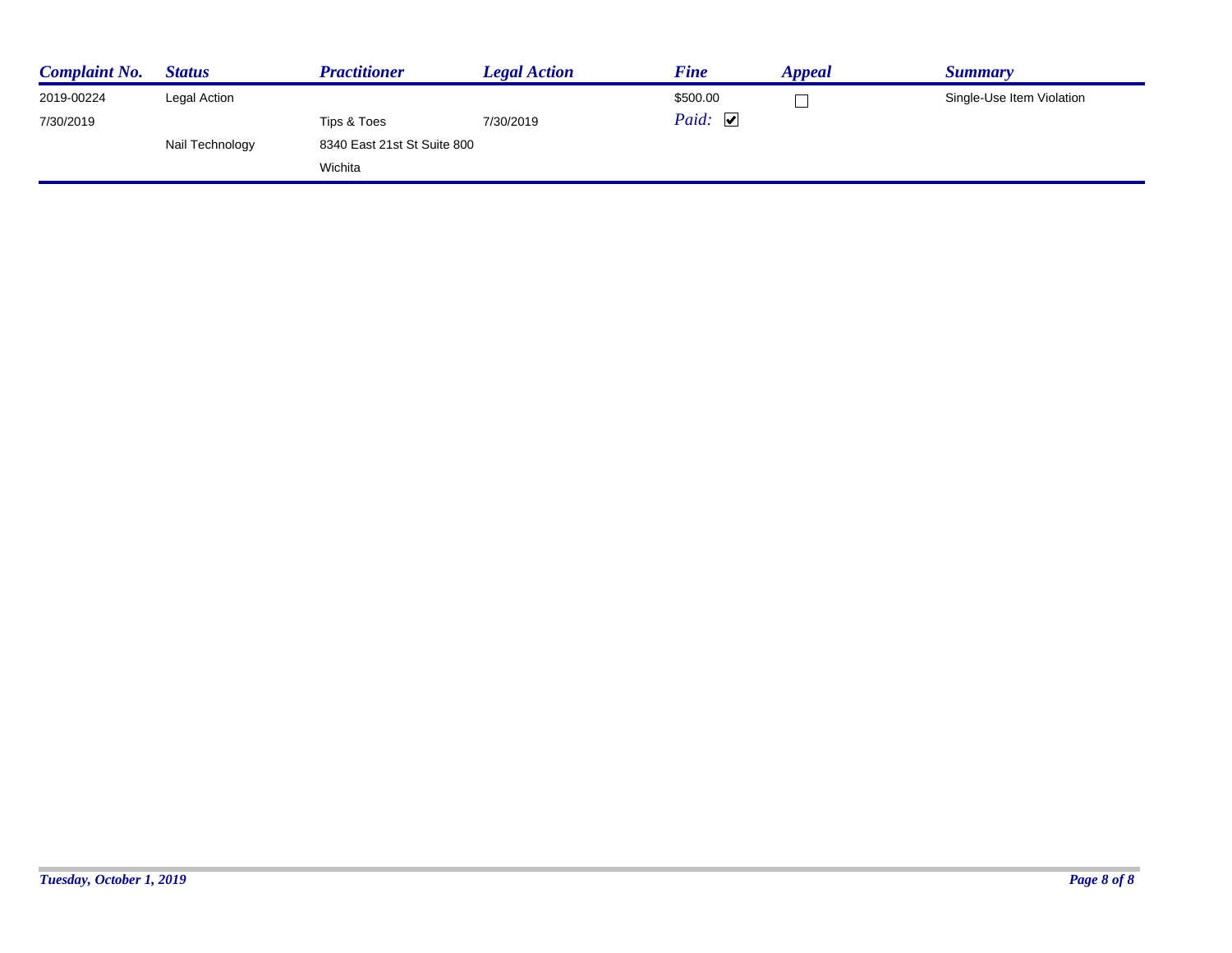| Complaint No. | Status | Practitioner | Legal Action | Fine | Appeal | Summary |
|---|---|---|---|---|---|---|
| 2019-00224 | Legal Action | | | $500.00 | ☐ | Single-Use Item Violation |
| 7/30/2019 | | Tips & Toes | 7/30/2019 | Paid: ☑ | | |
| | Nail Technology | 8340 East 21st St Suite 800 | | | | |
| | | Wichita | | | | |